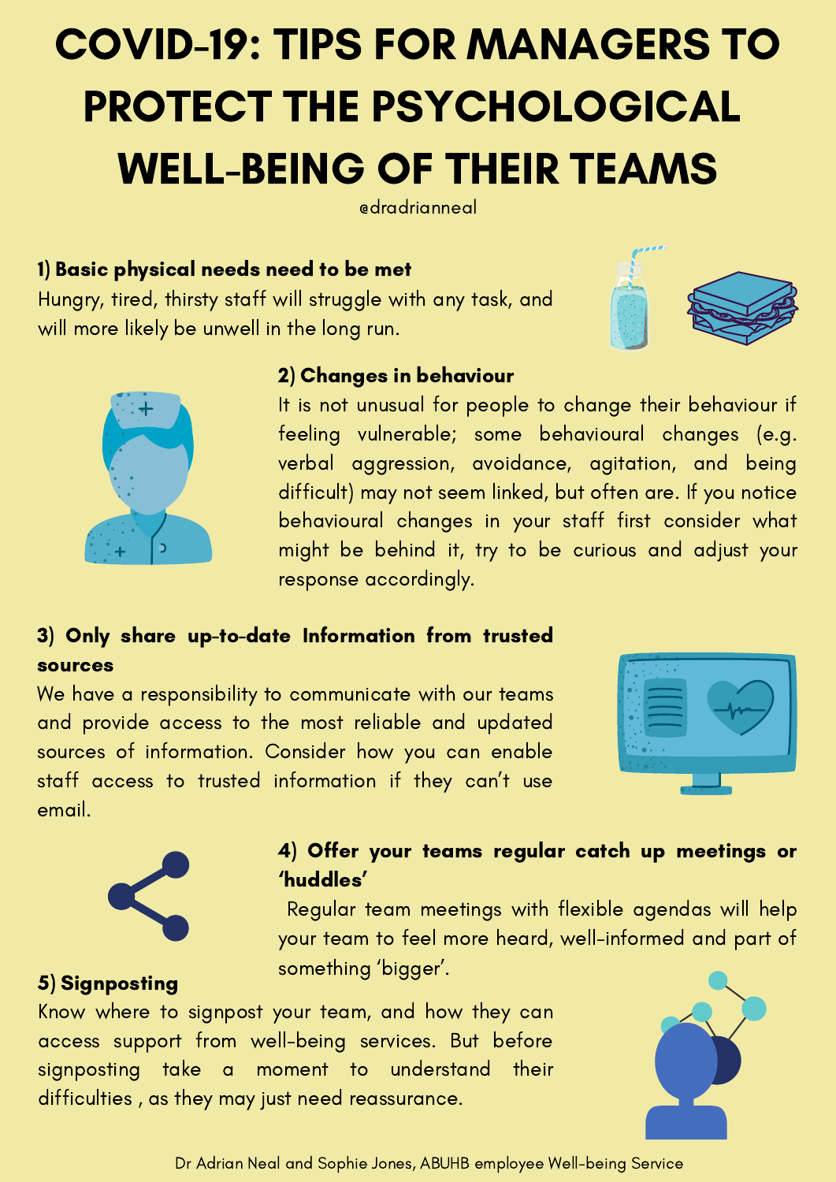# COVID-19: TIPS FOR MANAGERS TO PROTECT THE PSYCHOLOGICAL WELL-BEING OF THEIR TEAMS

@dradrianneal

**1) Basic physical needs need to be met**

Hungry, tired, thirsty staff will struggle with any task, and will more likely be unwell in the long run.

**2) Changes in behaviour**

It is not unusual for people to change their behaviour if feeling vulnerable; some behavioural changes (e.g. verbal aggression, avoidance, agitation, and being difficult) may not seem linked, but often are. If you notice behavioural changes in your staff first consider what might be behind it, try to be curious and adjust your response accordingly.

**3) Only share up-to-date Information from trusted sources**

We have a responsibility to communicate with our teams and provide access to the most reliable and updated sources of information. Consider how you can enable staff access to trusted information if they can't use email.

**4) Offer your teams regular catch up meetings or 'huddles'**

Regular team meetings with flexible agendas will help your team to feel more heard, well-informed and part of something 'bigger'.

**5) Signposting**

Know where to signpost your team, and how they can access support from well-being services. But before signposting take a moment to understand their difficulties , as they may just need reassurance.

Dr Adrian Neal and Sophie Jones, ABUHB employee Well-being Service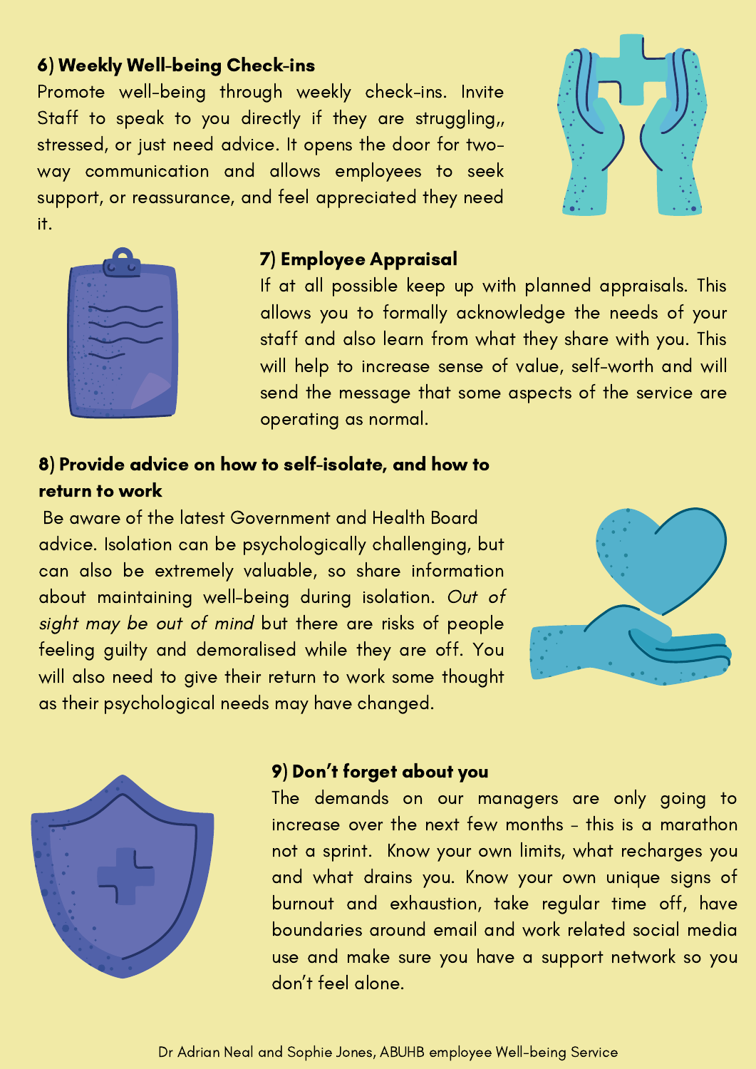**6) Weekly Well-being Check-ins**

Promote well-being through weekly check-ins. Invite Staff to speak to you directly if they are struggling,, stressed, or just need advice. It opens the door for two-way communication and allows employees to seek support, or reassurance, and feel appreciated they need it.

**7) Employee Appraisal**

If at all possible keep up with planned appraisals. This allows you to formally acknowledge the needs of your staff and also learn from what they share with you. This will help to increase sense of value, self-worth and will send the message that some aspects of the service are operating as normal.

**8) Provide advice on how to self-isolate, and how to return to work**

Be aware of the latest Government and Health Board advice. Isolation can be psychologically challenging, but can also be extremely valuable, so share information about maintaining well-being during isolation. *Out of sight may be out of mind* but there are risks of people feeling guilty and demoralised while they are off. You will also need to give their return to work some thought as their psychological needs may have changed.

**9) Don't forget about you**

The demands on our managers are only going to increase over the next few months - this is a marathon not a sprint. Know your own limits, what recharges you and what drains you. Know your own unique signs of burnout and exhaustion, take regular time off, have boundaries around email and work related social media use and make sure you have a support network so you don't feel alone.

Dr Adrian Neal and Sophie Jones, ABUHB employee Well-being Service